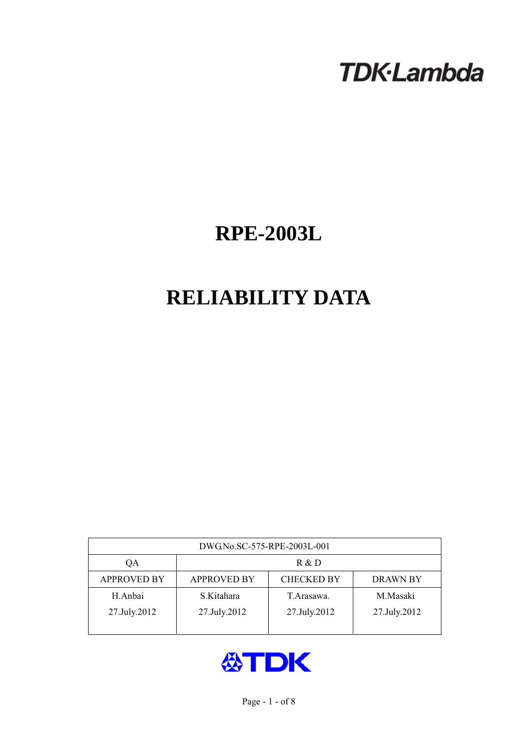TDK·Lambda

# RPE-2003L

# RELIABILITY DATA

| DWG.No.SC-575-RPE-2003L-001 | | | |
|---|---|---|---|
| QA | R & D | | |
| APPROVED BY | APPROVED BY | CHECKED BY | DRAWN BY |
| H.Anbai<br>27.July.2012 | S.Kitahara<br>27.July.2012 | T.Arasawa.<br>27.July.2012 | M.Masaki<br>27.July.2012 |

TDK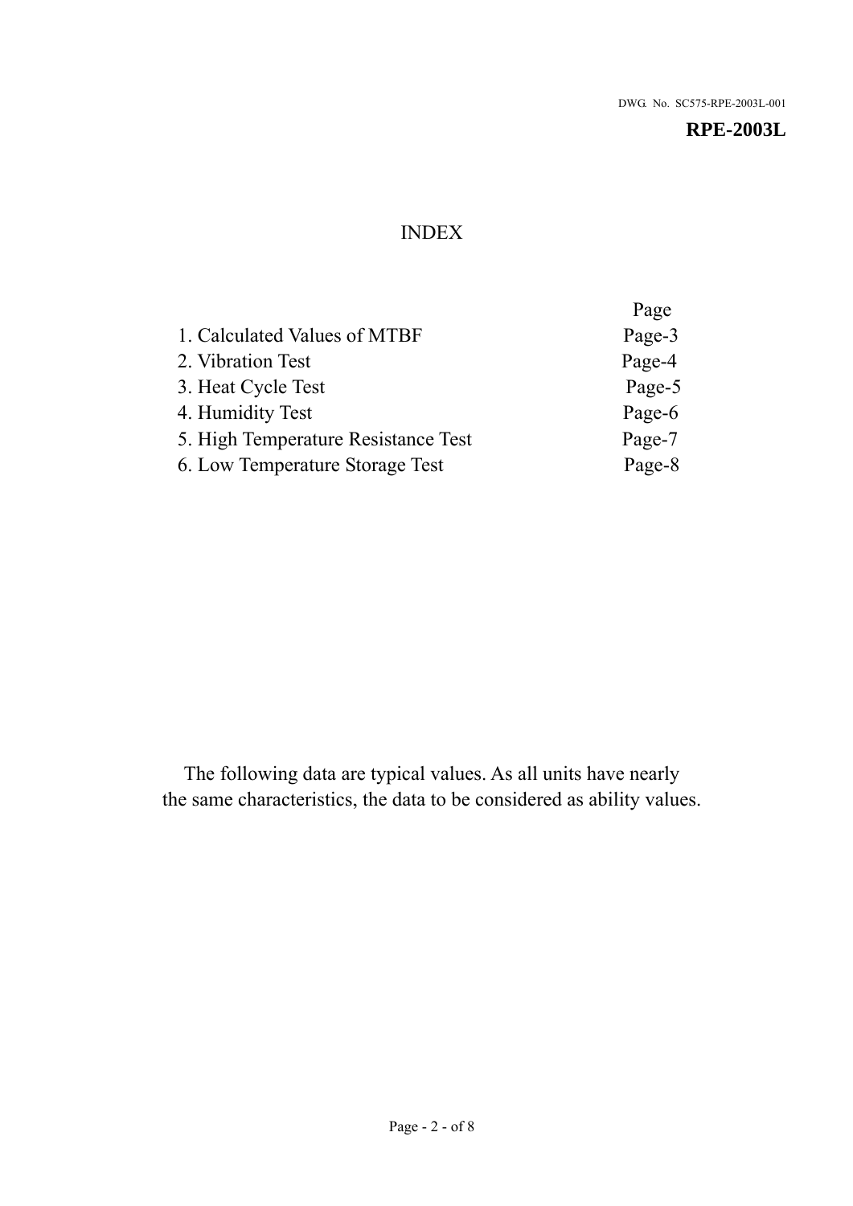DWG. No. SC575-RPE-2003L-001

**RPE-2003L**

# INDEX

| | Page |
|---|---|
| 1. Calculated Values of MTBF | Page-3 |
| 2. Vibration Test | Page-4 |
| 3. Heat Cycle Test | Page-5 |
| 4. Humidity Test | Page-6 |
| 5. High Temperature Resistance Test | Page-7 |
| 6. Low Temperature Storage Test | Page-8 |

The following data are typical values. As all units have nearly the same characteristics, the data to be considered as ability values.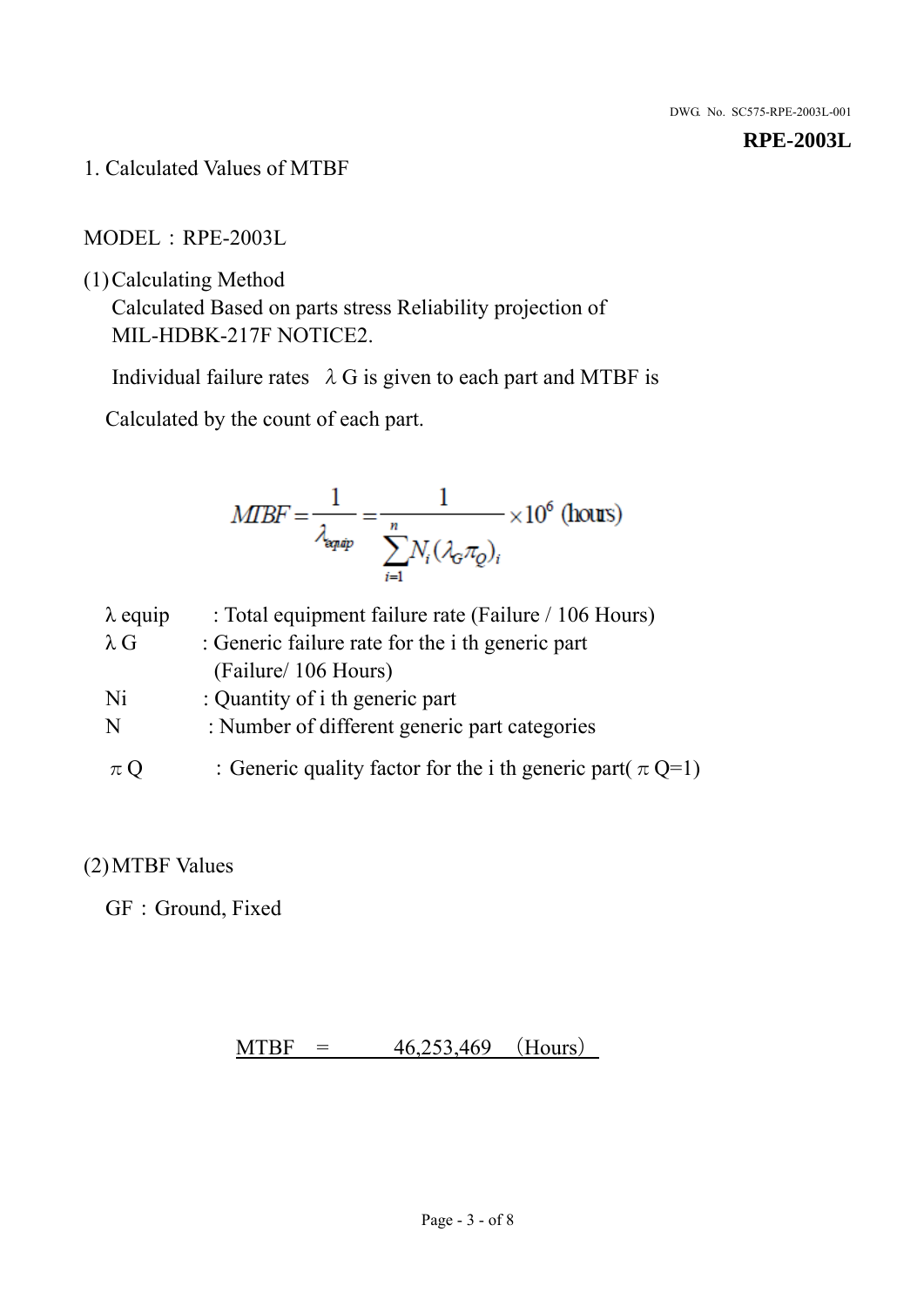**RPE-2003L**

## 1. Calculated Values of MTBF

MODEL：RPE-2003L

(1) Calculating Method

Calculated Based on parts stress Reliability projection of MIL-HDBK-217F NOTICE2.

Individual failure rates $\lambda$ G is given to each part and MTBF is

Calculated by the count of each part.

$$MTBF = \frac{1}{\lambda_{equip}} = \frac{1}{\sum_{i=1}^{n} N_i(\lambda_G \pi_Q)_i} \times 10^6 \text{ (hours)}$$

| | |
|---|---|
| $\lambda$ equip | : Total equipment failure rate (Failure / 106 Hours) |
| $\lambda$ G | : Generic failure rate for the i th generic part (Failure/ 106 Hours) |
| Ni | : Quantity of i th generic part |
| N | : Number of different generic part categories |
| $\pi$ Q | : Generic quality factor for the i th generic part( $\pi$ Q=1) |

(2) MTBF Values

GF：Ground, Fixed

MTBF = 46,253,469 （Hours）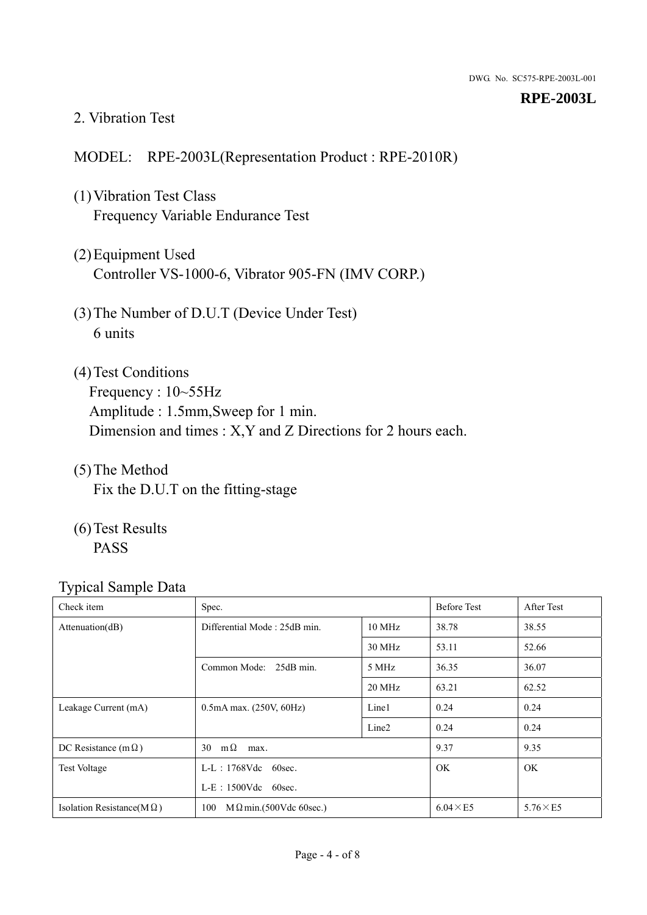## 2. Vibration Test

MODEL:　RPE-2003L(Representation Product : RPE-2010R)

(1) Vibration Test Class
 Frequency Variable Endurance Test

(2) Equipment Used
 Controller VS-1000-6, Vibrator 905-FN (IMV CORP.)

(3) The Number of D.U.T (Device Under Test)
 6 units

(4) Test Conditions
 Frequency : 10~55Hz
 Amplitude : 1.5mm,Sweep for 1 min.
 Dimension and times : X,Y and Z Directions for 2 hours each.

(5) The Method
 Fix the D.U.T on the fitting-stage

(6) Test Results
 PASS

Typical Sample Data

| Check item | Spec. | | Before Test | After Test |
|---|---|---|---|---|
| Attenuation(dB) | Differential Mode : 25dB min. | 10 MHz | 38.78 | 38.55 |
| | | 30 MHz | 53.11 | 52.66 |
| | Common Mode:　25dB min. | 5 MHz | 36.35 | 36.07 |
| | | 20 MHz | 63.21 | 62.52 |
| Leakage Current (mA) | 0.5mA max. (250V, 60Hz) | Line1 | 0.24 | 0.24 |
| | | Line2 | 0.24 | 0.24 |
| DC Resistance (mΩ) | 30　mΩ　max. | | 9.37 | 9.35 |
| Test Voltage | L-L：1768Vdc　60sec.<br>L-E：1500Vdc　60sec. | | OK | OK |
| Isolation Resistance(MΩ) | 100　MΩmin.(500Vdc 60sec.) | | 6.04×E5 | 5.76×E5 |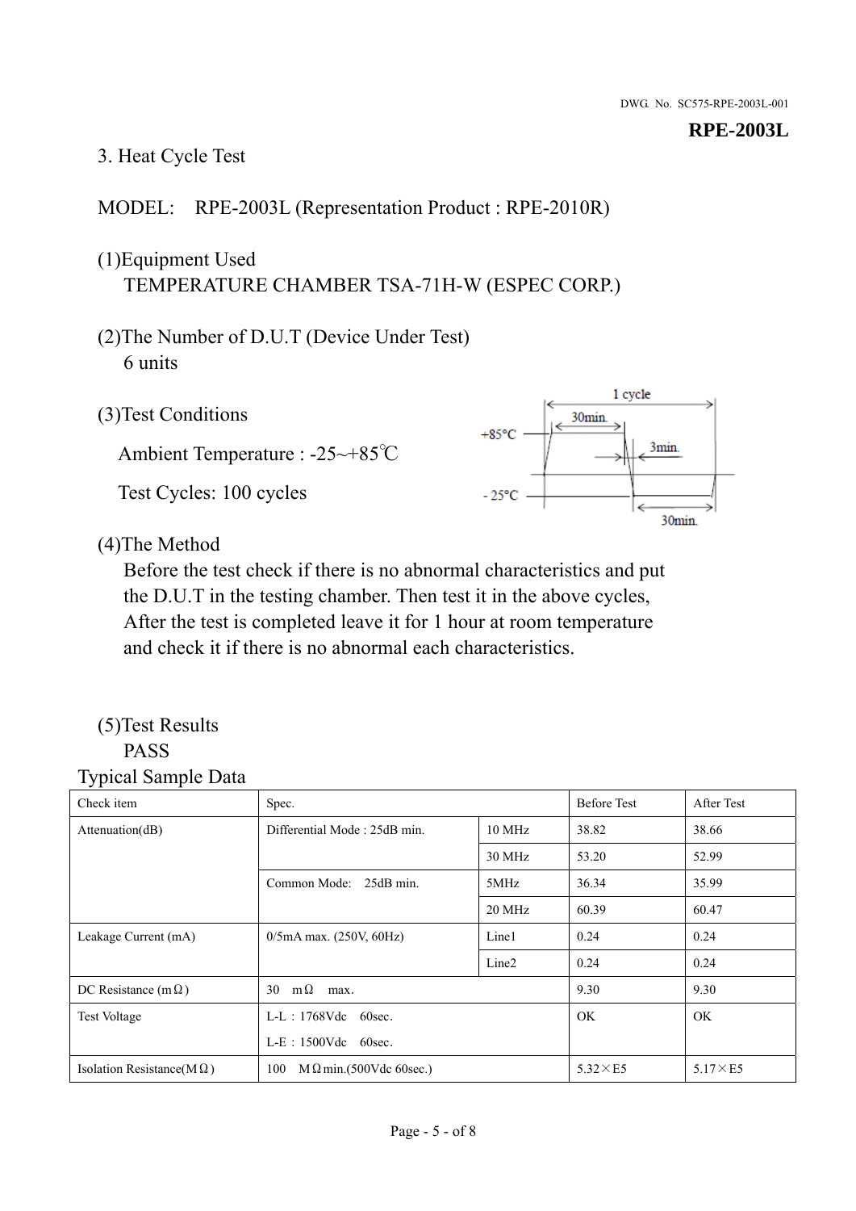DWG. No. SC575-RPE-2003L-001

**RPE-2003L**

## 3. Heat Cycle Test

MODEL: RPE-2003L (Representation Product : RPE-2010R)

(1)Equipment Used
TEMPERATURE CHAMBER TSA-71H-W (ESPEC CORP.)

(2)The Number of D.U.T (Device Under Test)
6 units

(3)Test Conditions

Ambient Temperature : -25~+85℃

Test Cycles: 100 cycles

1 cycle: +85°C 30min., 3min., -25°C 30min.

(4)The Method
Before the test check if there is no abnormal characteristics and put the D.U.T in the testing chamber. Then test it in the above cycles, After the test is completed leave it for 1 hour at room temperature and check it if there is no abnormal each characteristics.

(5)Test Results
PASS

Typical Sample Data

| Check item | Spec. | | Before Test | After Test |
|---|---|---|---|---|
| Attenuation(dB) | Differential Mode : 25dB min. | 10 MHz | 38.82 | 38.66 |
| | | 30 MHz | 53.20 | 52.99 |
| | Common Mode: 25dB min. | 5MHz | 36.34 | 35.99 |
| | | 20 MHz | 60.39 | 60.47 |
| Leakage Current (mA) | 0/5mA max. (250V, 60Hz) | Line1 | 0.24 | 0.24 |
| | | Line2 | 0.24 | 0.24 |
| DC Resistance (mΩ) | 30 mΩ max. | | 9.30 | 9.30 |
| Test Voltage | L-L : 1768Vdc 60sec.<br>L-E : 1500Vdc 60sec. | | OK | OK |
| Isolation Resistance(MΩ) | 100 MΩmin.(500Vdc 60sec.) | | 5.32×E5 | 5.17×E5 |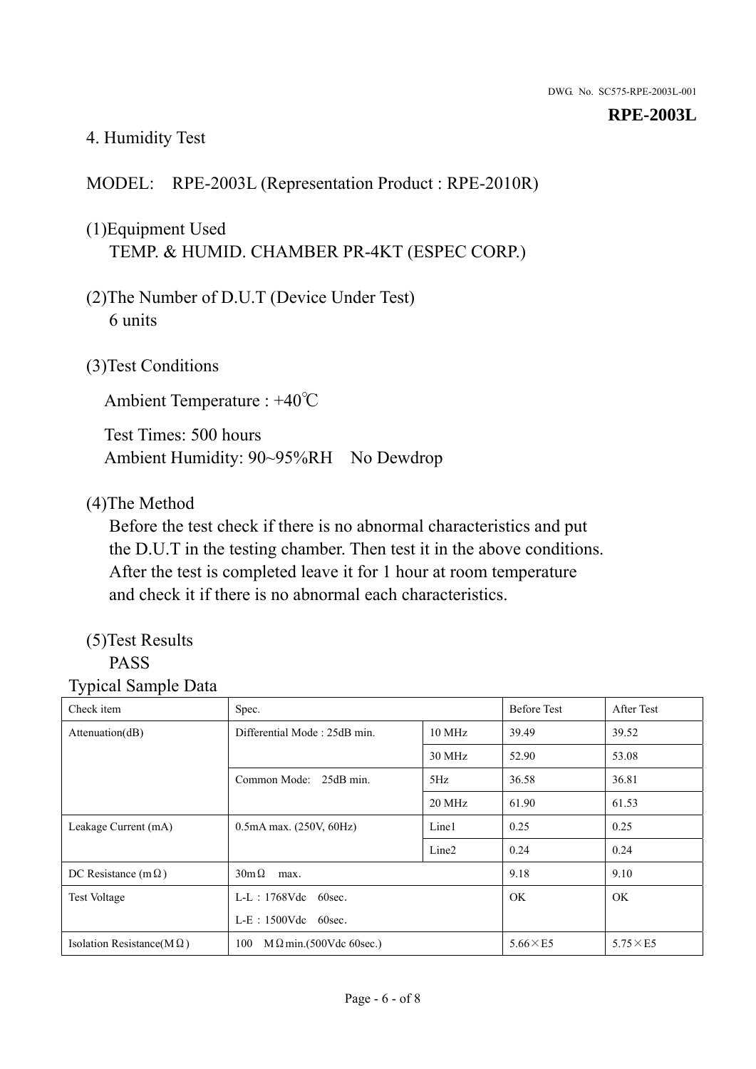DWG. No. SC575-RPE-2003L-001

**RPE-2003L**

## 4. Humidity Test

MODEL: RPE-2003L (Representation Product : RPE-2010R)

(1)Equipment Used
TEMP. & HUMID. CHAMBER PR-4KT (ESPEC CORP.)

(2)The Number of D.U.T (Device Under Test)
6 units

(3)Test Conditions

Ambient Temperature : +40℃

Test Times: 500 hours
Ambient Humidity: 90~95%RH No Dewdrop

(4)The Method
Before the test check if there is no abnormal characteristics and put the D.U.T in the testing chamber. Then test it in the above conditions. After the test is completed leave it for 1 hour at room temperature and check it if there is no abnormal each characteristics.

(5)Test Results
PASS

Typical Sample Data

| Check item | Spec. | | Before Test | After Test |
|---|---|---|---|---|
| Attenuation(dB) | Differential Mode : 25dB min. | 10 MHz | 39.49 | 39.52 |
| | | 30 MHz | 52.90 | 53.08 |
| | Common Mode: 25dB min. | 5Hz | 36.58 | 36.81 |
| | | 20 MHz | 61.90 | 61.53 |
| Leakage Current (mA) | 0.5mA max. (250V, 60Hz) | Line1 | 0.25 | 0.25 |
| | | Line2 | 0.24 | 0.24 |
| DC Resistance (mΩ) | 30mΩ max. | | 9.18 | 9.10 |
| Test Voltage | L-L：1768Vdc 60sec.<br>L-E：1500Vdc 60sec. | | OK | OK |
| Isolation Resistance(MΩ) | 100 MΩmin.(500Vdc 60sec.) | | 5.66×E5 | 5.75×E5 |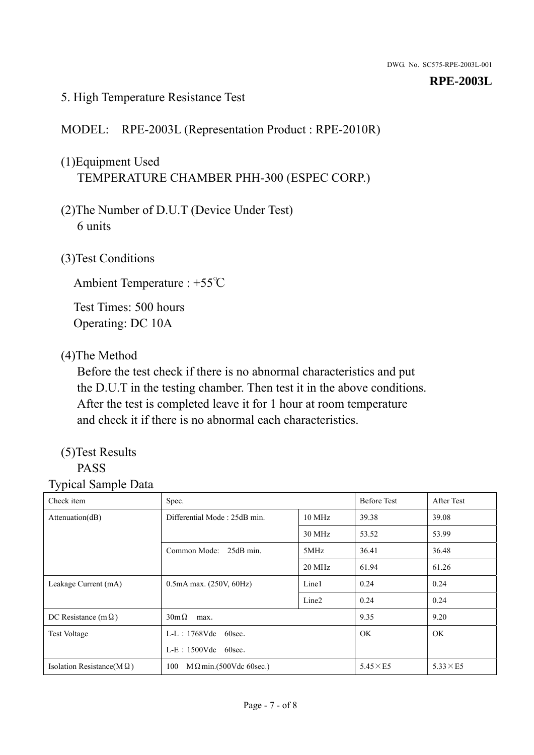## 5. High Temperature Resistance Test

MODEL:　RPE-2003L (Representation Product : RPE-2010R)

(1)Equipment Used
TEMPERATURE CHAMBER PHH-300 (ESPEC CORP.)

(2)The Number of D.U.T (Device Under Test)
6 units

(3)Test Conditions

Ambient Temperature : +55℃

Test Times: 500 hours
Operating: DC 10A

(4)The Method
Before the test check if there is no abnormal characteristics and put the D.U.T in the testing chamber. Then test it in the above conditions. After the test is completed leave it for 1 hour at room temperature and check it if there is no abnormal each characteristics.

(5)Test Results
PASS

Typical Sample Data

| Check item | Spec. | | Before Test | After Test |
|---|---|---|---|---|
| Attenuation(dB) | Differential Mode : 25dB min. | 10 MHz | 39.38 | 39.08 |
| | | 30 MHz | 53.52 | 53.99 |
| | Common Mode:　25dB min. | 5MHz | 36.41 | 36.48 |
| | | 20 MHz | 61.94 | 61.26 |
| Leakage Current (mA) | 0.5mA max. (250V, 60Hz) | Line1 | 0.24 | 0.24 |
| | | Line2 | 0.24 | 0.24 |
| DC Resistance (mΩ) | 30mΩ　max. | | 9.35 | 9.20 |
| Test Voltage | L-L：1768Vdc　60sec.<br>L-E：1500Vdc　60sec. | | OK | OK |
| Isolation Resistance(MΩ) | 100　MΩmin.(500Vdc 60sec.) | | 5.45×E5 | 5.33×E5 |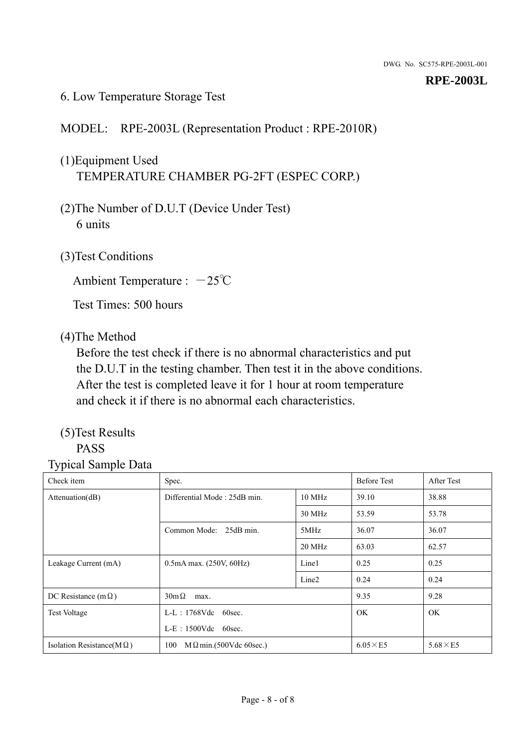DWG. No. SC575-RPE-2003L-001

**RPE-2003L**

6. Low Temperature Storage Test

MODEL:　RPE-2003L (Representation Product : RPE-2010R)

(1)Equipment Used
　TEMPERATURE CHAMBER PG-2FT (ESPEC CORP.)

(2)The Number of D.U.T (Device Under Test)
　6 units

(3)Test Conditions

Ambient Temperature : －25℃

Test Times: 500 hours

(4)The Method
　Before the test check if there is no abnormal characteristics and put the D.U.T in the testing chamber. Then test it in the above conditions. After the test is completed leave it for 1 hour at room temperature and check it if there is no abnormal each characteristics.

(5)Test Results
　PASS

Typical Sample Data

| Check item | Spec. | | Before Test | After Test |
|---|---|---|---|---|
| Attenuation(dB) | Differential Mode : 25dB min. | 10 MHz | 39.10 | 38.88 |
| | | 30 MHz | 53.59 | 53.78 |
| | Common Mode:　25dB min. | 5MHz | 36.07 | 36.07 |
| | | 20 MHz | 63.03 | 62.57 |
| Leakage Current (mA) | 0.5mA max. (250V, 60Hz) | Line1 | 0.25 | 0.25 |
| | | Line2 | 0.24 | 0.24 |
| DC Resistance (mΩ) | 30mΩ　max. | | 9.35 | 9.28 |
| Test Voltage | L-L：1768Vdc　60sec. L-E：1500Vdc　60sec. | | OK | OK |
| Isolation Resistance(MΩ) | 100　MΩmin.(500Vdc 60sec.) | | 6.05×E5 | 5.68×E5 |